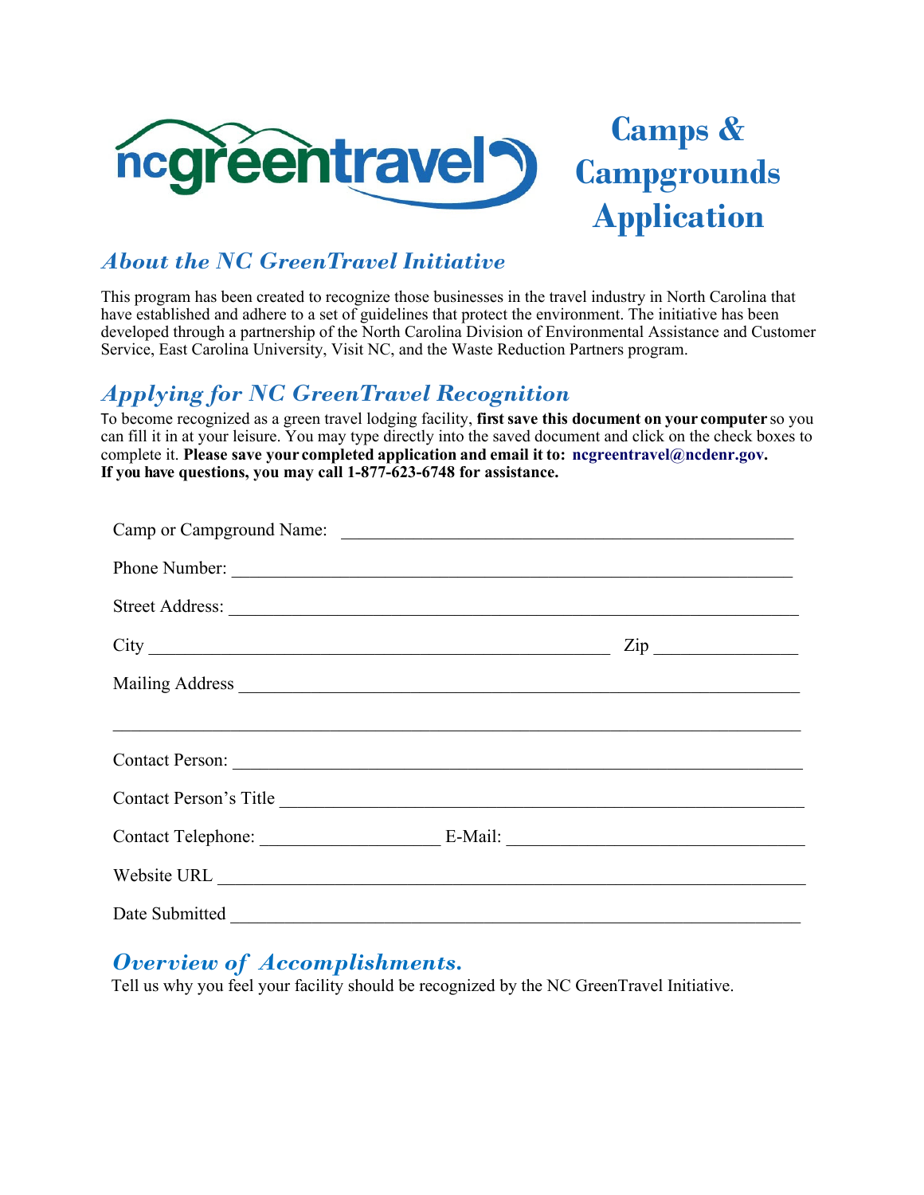ncgreentravel

# Camps & Campgrounds Application

## *About the NC GreenTravel Initiative*

This program has been created to recognize those businesses in the travel industry in North Carolina that have established and adhere to a set of guidelines that protect the environment. The initiative has been developed through a partnership of the North Carolina Division of Environmental Assistance and Customer Service, East Carolina University, Visit NC, and the Waste Reduction Partners program.

## *Applying for NC GreenTravel Recognition*

To become recognized as a green travel lodging facility, **first save this document on your computer** so you can fill it in at your leisure. You may type directly into the saved document and click on the check boxes to complete it. **Please save your completed application and email it to: ncgreentravel@ncdenr.gov. If you have questions, you may call 1-877-623-6748 for assistance.**

Camp or Campground Name: ____________________________________________

Phone Number: ____________________________________________________

Street Address: ____________________________________________________

City ________________________________________ Zip ______________

Mailing Address ___________________________________________________

_________________________________________________________________

Contact Person: ____________________________________________________

Contact Person's Title _______________________________________________

Contact Telephone: __________________ E-Mail: ____________________________

Website URL ______________________________________________________

Date Submitted ____________________________________________________

## *Overview of Accomplishments.*

Tell us why you feel your facility should be recognized by the NC GreenTravel Initiative.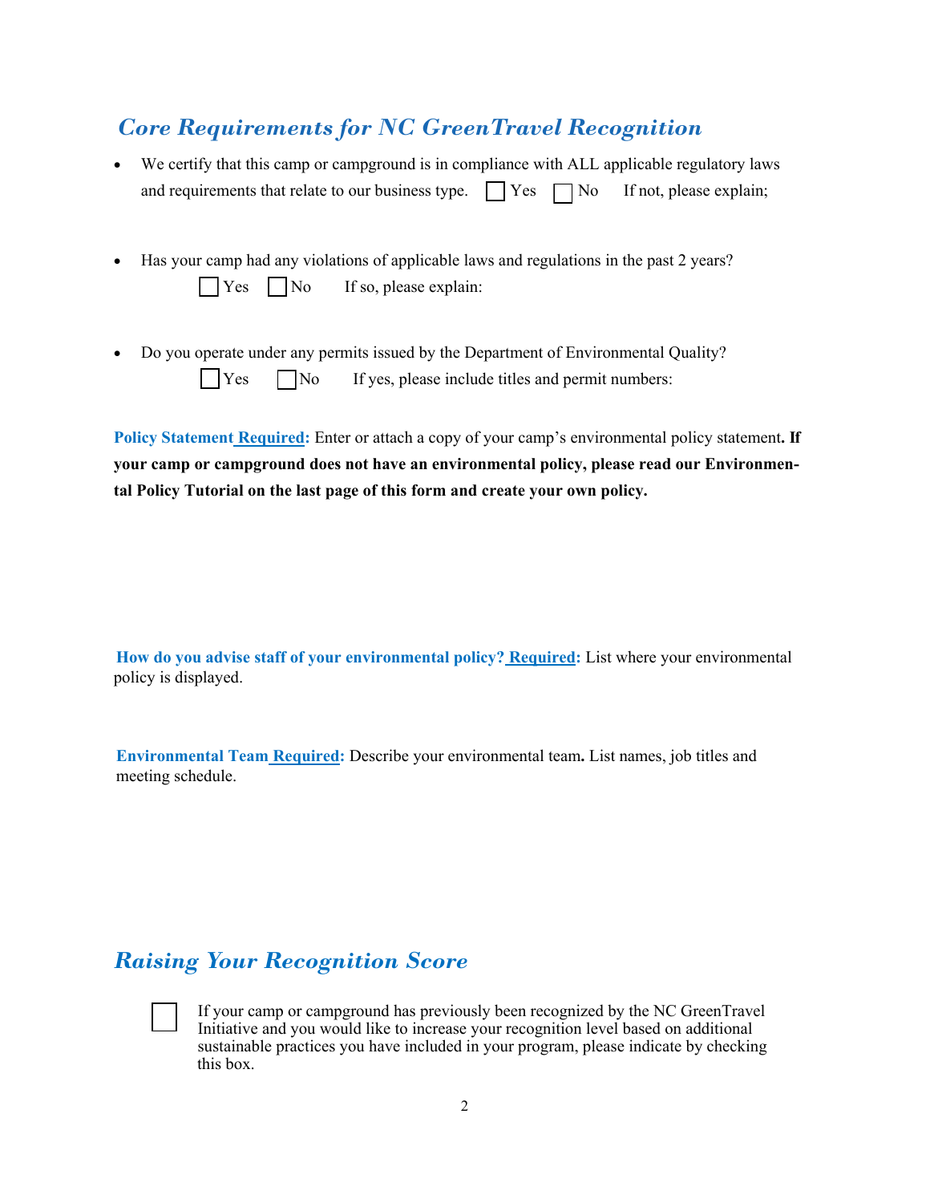## *Core Requirements for NC GreenTravel Recognition*

- We certify that this camp or campground is in compliance with ALL applicable regulatory laws and requirements that relate to our business type. ☐ Yes ☐ No If not, please explain;

- Has your camp had any violations of applicable laws and regulations in the past 2 years?
  ☐ Yes ☐ No If so, please explain:

- Do you operate under any permits issued by the Department of Environmental Quality?
  ☐ Yes ☐ No If yes, please include titles and permit numbers:

**Policy Statement Required:** Enter or attach a copy of your camp's environmental policy statement**. If your camp or campground does not have an environmental policy, please read our Environmental Policy Tutorial on the last page of this form and create your own policy.**

**How do you advise staff of your environmental policy? Required:** List where your environmental policy is displayed.

**Environmental Team Required:** Describe your environmental team**.** List names, job titles and meeting schedule.

## *Raising Your Recognition Score*

☐ If your camp or campground has previously been recognized by the NC GreenTravel Initiative and you would like to increase your recognition level based on additional sustainable practices you have included in your program, please indicate by checking this box.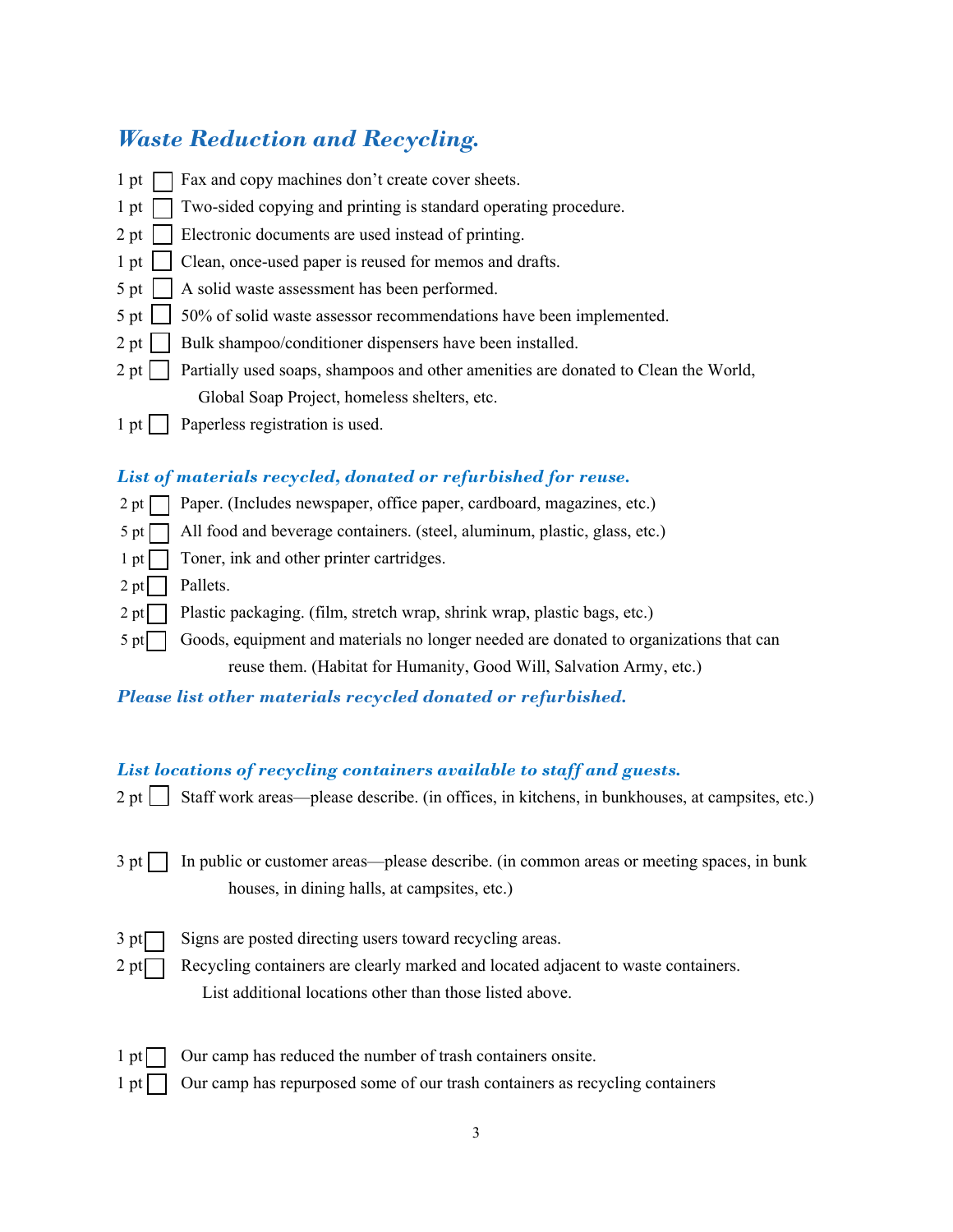## *Waste Reduction and Recycling.*

- 1 pt ☐ Fax and copy machines don't create cover sheets.
- 1 pt ☐ Two-sided copying and printing is standard operating procedure.
- 2 pt ☐ Electronic documents are used instead of printing.
- 1 pt ☐ Clean, once-used paper is reused for memos and drafts.
- 5 pt ☐ A solid waste assessment has been performed.
- 5 pt ☐ 50% of solid waste assessor recommendations have been implemented.
- 2 pt ☐ Bulk shampoo/conditioner dispensers have been installed.
- 2 pt ☐ Partially used soaps, shampoos and other amenities are donated to Clean the World, Global Soap Project, homeless shelters, etc.
- 1 pt ☐ Paperless registration is used.

### *List of materials recycled, donated or refurbished for reuse.*

- 2 pt ☐ Paper. (Includes newspaper, office paper, cardboard, magazines, etc.)
- 5 pt ☐ All food and beverage containers. (steel, aluminum, plastic, glass, etc.)
- 1 pt ☐ Toner, ink and other printer cartridges.
- 2 pt ☐ Pallets.
- 2 pt ☐ Plastic packaging. (film, stretch wrap, shrink wrap, plastic bags, etc.)
- 5 pt ☐ Goods, equipment and materials no longer needed are donated to organizations that can reuse them. (Habitat for Humanity, Good Will, Salvation Army, etc.)

### *Please list other materials recycled donated or refurbished.*

### *List locations of recycling containers available to staff and guests.*

- 2 pt ☐ Staff work areas—please describe. (in offices, in kitchens, in bunkhouses, at campsites, etc.)

- 3 pt ☐ In public or customer areas—please describe. (in common areas or meeting spaces, in bunk houses, in dining halls, at campsites, etc.)

- 3 pt ☐ Signs are posted directing users toward recycling areas.
- 2 pt ☐ Recycling containers are clearly marked and located adjacent to waste containers. List additional locations other than those listed above.

- 1 pt ☐ Our camp has reduced the number of trash containers onsite.
- 1 pt ☐ Our camp has repurposed some of our trash containers as recycling containers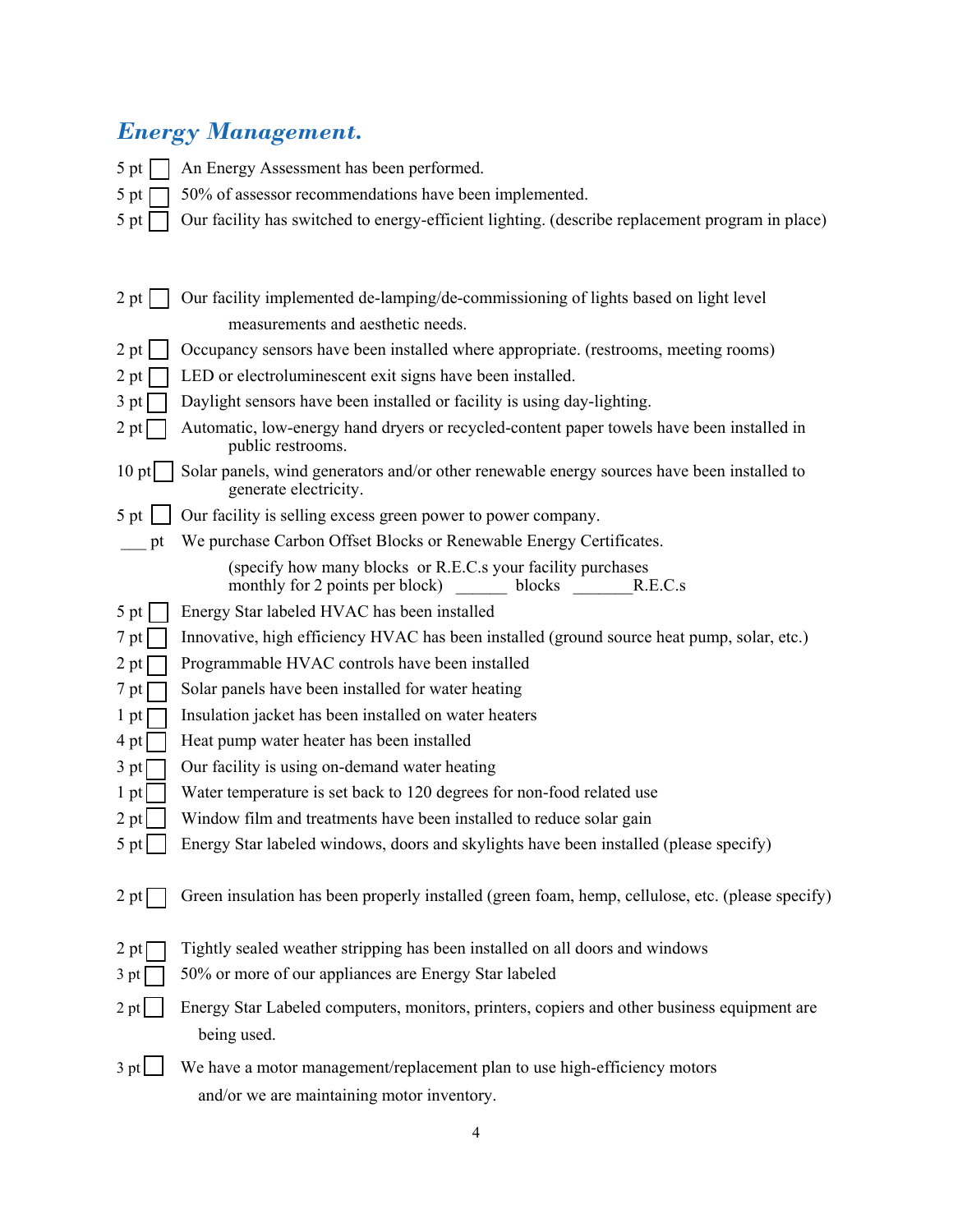## *Energy Management.*

- 5 pt ☐ An Energy Assessment has been performed.
- 5 pt ☐ 50% of assessor recommendations have been implemented.
- 5 pt ☐ Our facility has switched to energy-efficient lighting. (describe replacement program in place)

- 2 pt ☐ Our facility implemented de-lamping/de-commissioning of lights based on light level measurements and aesthetic needs.
- 2 pt ☐ Occupancy sensors have been installed where appropriate. (restrooms, meeting rooms)
- 2 pt ☐ LED or electroluminescent exit signs have been installed.
- 3 pt ☐ Daylight sensors have been installed or facility is using day-lighting.
- 2 pt ☐ Automatic, low-energy hand dryers or recycled-content paper towels have been installed in public restrooms.
- 10 pt ☐ Solar panels, wind generators and/or other renewable energy sources have been installed to generate electricity.
- 5 pt ☐ Our facility is selling excess green power to power company.
- ___ pt We purchase Carbon Offset Blocks or Renewable Energy Certificates.

  (specify how many blocks or R.E.C.s your facility purchases monthly for 2 points per block) ______ blocks _______R.E.C.s

- 5 pt ☐ Energy Star labeled HVAC has been installed
- 7 pt ☐ Innovative, high efficiency HVAC has been installed (ground source heat pump, solar, etc.)
- 2 pt ☐ Programmable HVAC controls have been installed
- 7 pt ☐ Solar panels have been installed for water heating
- 1 pt ☐ Insulation jacket has been installed on water heaters
- 4 pt ☐ Heat pump water heater has been installed
- 3 pt ☐ Our facility is using on-demand water heating
- 1 pt ☐ Water temperature is set back to 120 degrees for non-food related use
- 2 pt ☐ Window film and treatments have been installed to reduce solar gain
- 5 pt ☐ Energy Star labeled windows, doors and skylights have been installed (please specify)

- 2 pt ☐ Green insulation has been properly installed (green foam, hemp, cellulose, etc. (please specify)

- 2 pt ☐ Tightly sealed weather stripping has been installed on all doors and windows
- 3 pt ☐ 50% or more of our appliances are Energy Star labeled
- 2 pt ☐ Energy Star Labeled computers, monitors, printers, copiers and other business equipment are being used.
- 3 pt ☐ We have a motor management/replacement plan to use high-efficiency motors and/or we are maintaining motor inventory.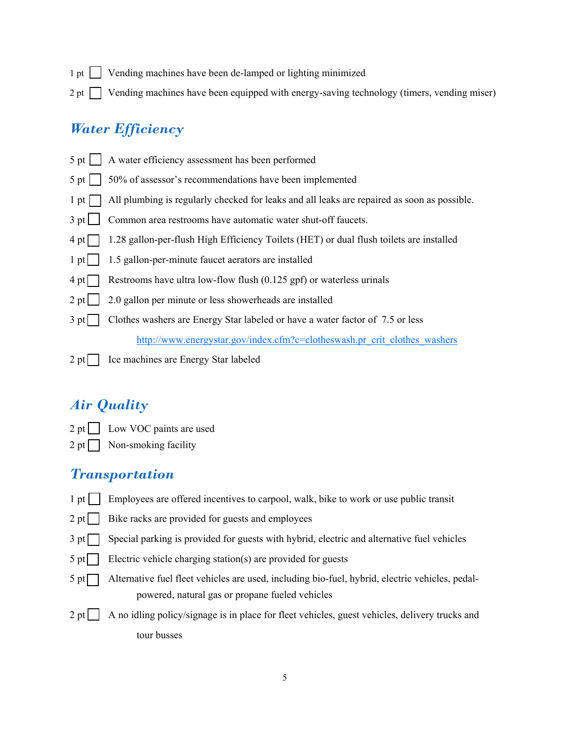1 pt ☐ Vending machines have been de-lamped or lighting minimized

2 pt ☐ Vending machines have been equipped with energy-saving technology (timers, vending miser)

## *Water Efficiency*

5 pt ☐ A water efficiency assessment has been performed

5 pt ☐ 50% of assessor's recommendations have been implemented

1 pt ☐ All plumbing is regularly checked for leaks and all leaks are repaired as soon as possible.

3 pt ☐ Common area restrooms have automatic water shut-off faucets.

4 pt ☐ 1.28 gallon-per-flush High Efficiency Toilets (HET) or dual flush toilets are installed

1 pt ☐ 1.5 gallon-per-minute faucet aerators are installed

4 pt ☐ Restrooms have ultra low-flow flush (0.125 gpf) or waterless urinals

2 pt ☐ 2.0 gallon per minute or less showerheads are installed

3 pt ☐ Clothes washers are Energy Star labeled or have a water factor of 7.5 or less

http://www.energystar.gov/index.cfm?c=clotheswash.pr_crit_clothes_washers

2 pt ☐ Ice machines are Energy Star labeled

## *Air Quality*

2 pt ☐ Low VOC paints are used

2 pt ☐ Non-smoking facility

## *Transportation*

1 pt ☐ Employees are offered incentives to carpool, walk, bike to work or use public transit

2 pt ☐ Bike racks are provided for guests and employees

3 pt ☐ Special parking is provided for guests with hybrid, electric and alternative fuel vehicles

5 pt ☐ Electric vehicle charging station(s) are provided for guests

5 pt ☐ Alternative fuel fleet vehicles are used, including bio-fuel, hybrid, electric vehicles, pedal-powered, natural gas or propane fueled vehicles

2 pt ☐ A no idling policy/signage is in place for fleet vehicles, guest vehicles, delivery trucks and tour busses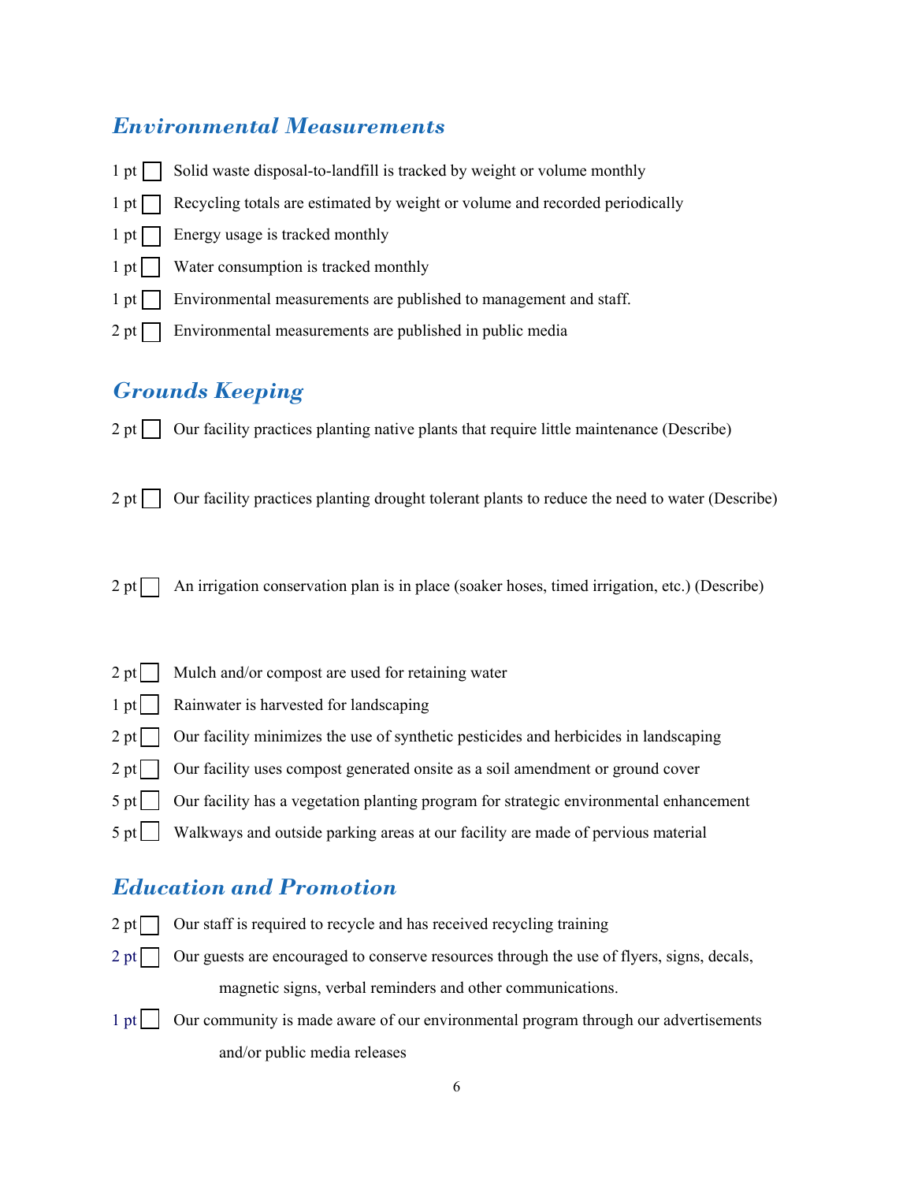## *Environmental Measurements*

1 pt ☐ Solid waste disposal-to-landfill is tracked by weight or volume monthly

1 pt ☐ Recycling totals are estimated by weight or volume and recorded periodically

1 pt ☐ Energy usage is tracked monthly

1 pt ☐ Water consumption is tracked monthly

1 pt ☐ Environmental measurements are published to management and staff.

2 pt ☐ Environmental measurements are published in public media

## *Grounds Keeping*

2 pt ☐ Our facility practices planting native plants that require little maintenance (Describe)

2 pt ☐ Our facility practices planting drought tolerant plants to reduce the need to water (Describe)

2 pt ☐ An irrigation conservation plan is in place (soaker hoses, timed irrigation, etc.) (Describe)

2 pt ☐ Mulch and/or compost are used for retaining water

1 pt ☐ Rainwater is harvested for landscaping

2 pt ☐ Our facility minimizes the use of synthetic pesticides and herbicides in landscaping

2 pt ☐ Our facility uses compost generated onsite as a soil amendment or ground cover

5 pt ☐ Our facility has a vegetation planting program for strategic environmental enhancement

5 pt ☐ Walkways and outside parking areas at our facility are made of pervious material

## *Education and Promotion*

2 pt ☐ Our staff is required to recycle and has received recycling training

2 pt ☐ Our guests are encouraged to conserve resources through the use of flyers, signs, decals, magnetic signs, verbal reminders and other communications.

1 pt ☐ Our community is made aware of our environmental program through our advertisements and/or public media releases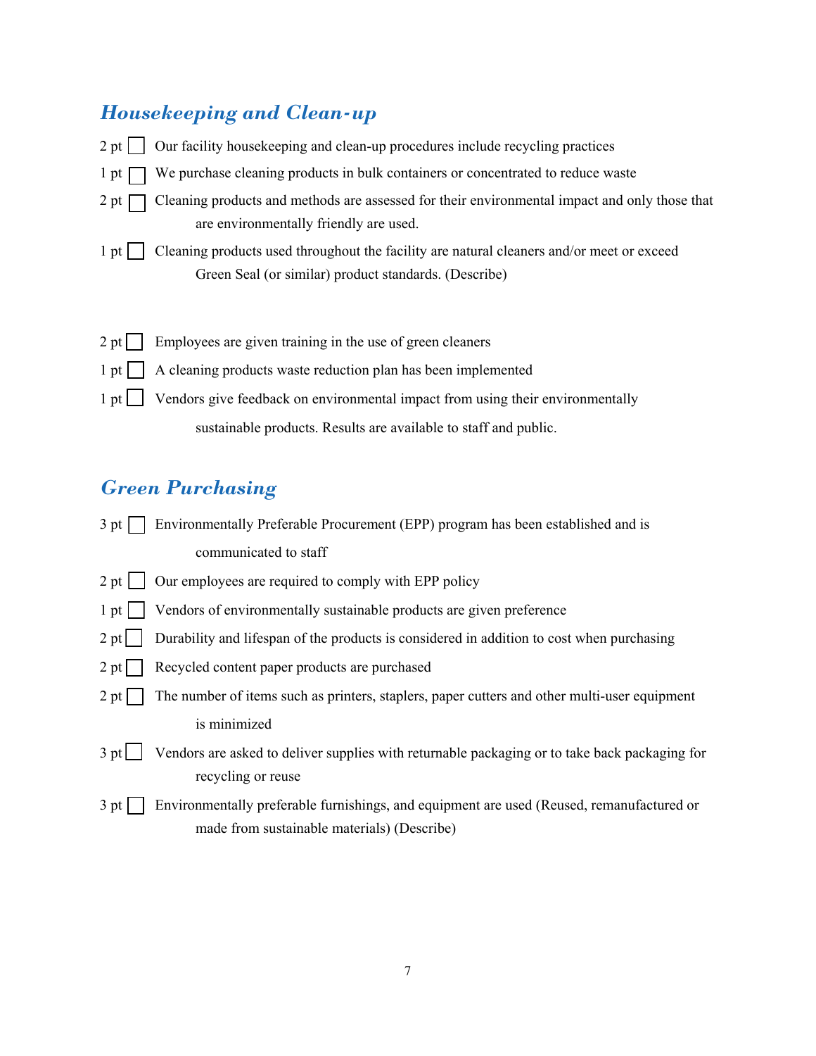## *Housekeeping and Clean-up*

2 pt ☐ Our facility housekeeping and clean-up procedures include recycling practices

1 pt ☐ We purchase cleaning products in bulk containers or concentrated to reduce waste

2 pt ☐ Cleaning products and methods are assessed for their environmental impact and only those that are environmentally friendly are used.

1 pt ☐ Cleaning products used throughout the facility are natural cleaners and/or meet or exceed Green Seal (or similar) product standards. (Describe)

2 pt ☐ Employees are given training in the use of green cleaners

1 pt ☐ A cleaning products waste reduction plan has been implemented

1 pt ☐ Vendors give feedback on environmental impact from using their environmentally sustainable products. Results are available to staff and public.

## *Green Purchasing*

3 pt ☐ Environmentally Preferable Procurement (EPP) program has been established and is communicated to staff

2 pt ☐ Our employees are required to comply with EPP policy

1 pt ☐ Vendors of environmentally sustainable products are given preference

2 pt ☐ Durability and lifespan of the products is considered in addition to cost when purchasing

2 pt ☐ Recycled content paper products are purchased

2 pt ☐ The number of items such as printers, staplers, paper cutters and other multi-user equipment is minimized

3 pt ☐ Vendors are asked to deliver supplies with returnable packaging or to take back packaging for recycling or reuse

3 pt ☐ Environmentally preferable furnishings, and equipment are used (Reused, remanufactured or made from sustainable materials) (Describe)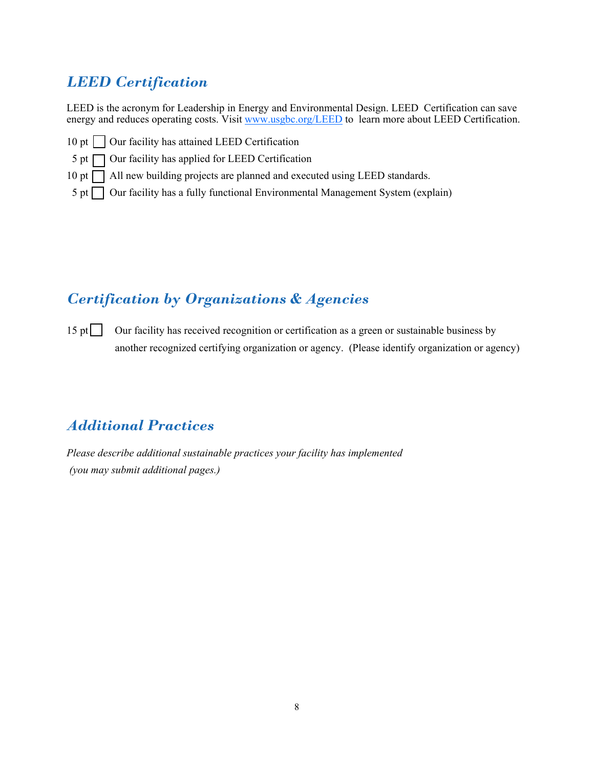## *LEED Certification*

LEED is the acronym for Leadership in Energy and Environmental Design. LEED Certification can save energy and reduces operating costs. Visit [www.usgbc.org/LEED](http://www.usgbc.org/LEED) to learn more about LEED Certification.

- 10 pt ☐ Our facility has attained LEED Certification
- 5 pt ☐ Our facility has applied for LEED Certification
- 10 pt ☐ All new building projects are planned and executed using LEED standards.
- 5 pt ☐ Our facility has a fully functional Environmental Management System (explain)

## *Certification by Organizations & Agencies*

15 pt ☐ Our facility has received recognition or certification as a green or sustainable business by another recognized certifying organization or agency. (Please identify organization or agency)

## *Additional Practices*

*Please describe additional sustainable practices your facility has implemented (you may submit additional pages.)*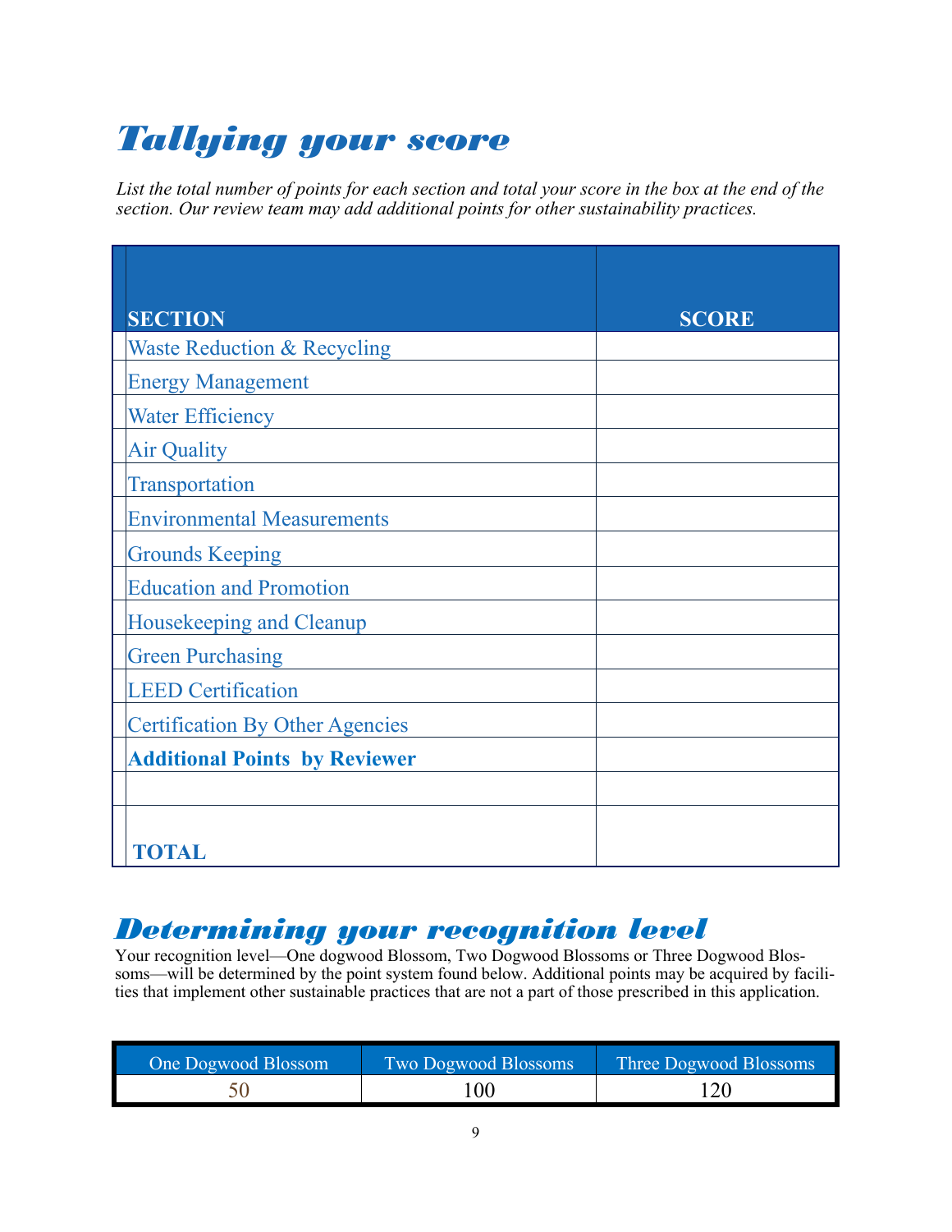# *Tallying your score*

*List the total number of points for each section and total your score in the box at the end of the section. Our review team may add additional points for other sustainability practices.*

| SECTION | SCORE |
|---|---|
| Waste Reduction & Recycling | |
| Energy Management | |
| Water Efficiency | |
| Air Quality | |
| Transportation | |
| Environmental Measurements | |
| Grounds Keeping | |
| Education and Promotion | |
| Housekeeping and Cleanup | |
| Green Purchasing | |
| LEED Certification | |
| Certification By Other Agencies | |
| **Additional Points by Reviewer** | |
| | |
| **TOTAL** | |

# *Determining your recognition level*

Your recognition level—One dogwood Blossom, Two Dogwood Blossoms or Three Dogwood Blossoms—will be determined by the point system found below. Additional points may be acquired by facilities that implement other sustainable practices that are not a part of those prescribed in this application.

| One Dogwood Blossom | Two Dogwood Blossoms | Three Dogwood Blossoms |
|---|---|---|
| 50 | 100 | 120 |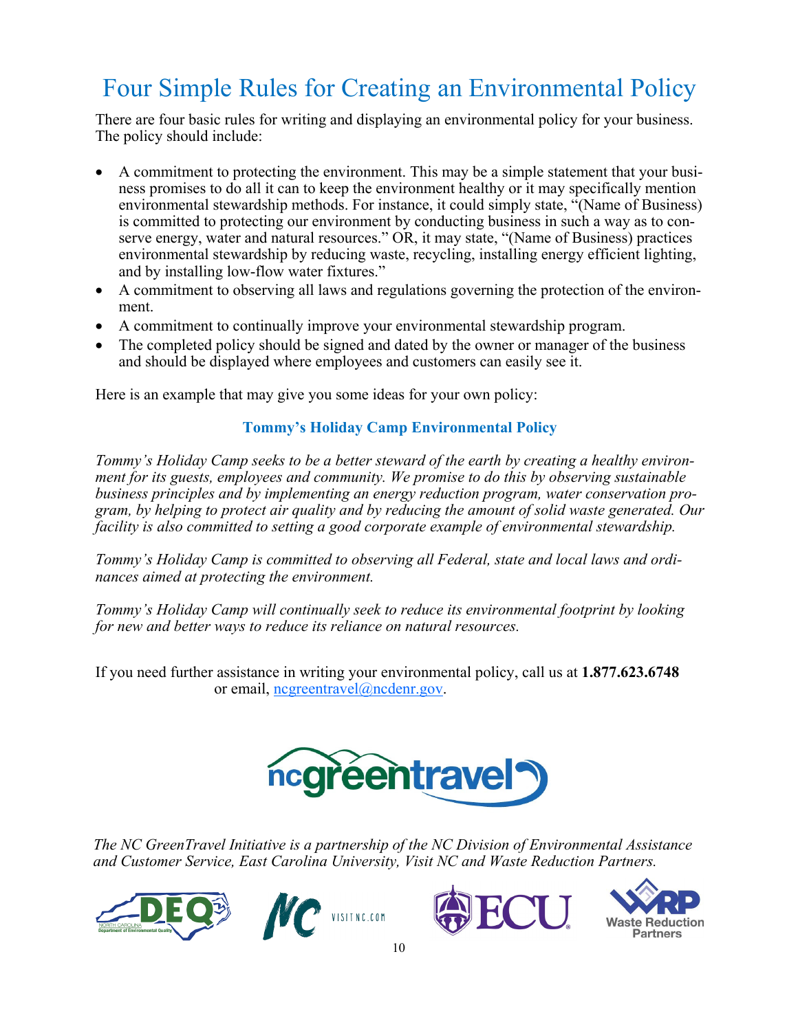# Four Simple Rules for Creating an Environmental Policy

There are four basic rules for writing and displaying an environmental policy for your business. The policy should include:

- A commitment to protecting the environment. This may be a simple statement that your business promises to do all it can to keep the environment healthy or it may specifically mention environmental stewardship methods. For instance, it could simply state, "(Name of Business) is committed to protecting our environment by conducting business in such a way as to conserve energy, water and natural resources." OR, it may state, "(Name of Business) practices environmental stewardship by reducing waste, recycling, installing energy efficient lighting, and by installing low-flow water fixtures."
- A commitment to observing all laws and regulations governing the protection of the environment.
- A commitment to continually improve your environmental stewardship program.
- The completed policy should be signed and dated by the owner or manager of the business and should be displayed where employees and customers can easily see it.

Here is an example that may give you some ideas for your own policy:

**Tommy's Holiday Camp Environmental Policy**

*Tommy's Holiday Camp seeks to be a better steward of the earth by creating a healthy environment for its guests, employees and community. We promise to do this by observing sustainable business principles and by implementing an energy reduction program, water conservation program, by helping to protect air quality and by reducing the amount of solid waste generated. Our facility is also committed to setting a good corporate example of environmental stewardship.*

*Tommy's Holiday Camp is committed to observing all Federal, state and local laws and ordinances aimed at protecting the environment.*

*Tommy's Holiday Camp will continually seek to reduce its environmental footprint by looking for new and better ways to reduce its reliance on natural resources.*

If you need further assistance in writing your environmental policy, call us at **1.877.623.6748** or email, ncgreentravel@ncdenr.gov.

ncgreentravel

*The NC GreenTravel Initiative is a partnership of the NC Division of Environmental Assistance and Customer Service, East Carolina University, Visit NC and Waste Reduction Partners.*

NORTH CAROLINA Department of Environmental Quality DEQ

NC VISITNC.COM

ECU

WRP Waste Reduction Partners